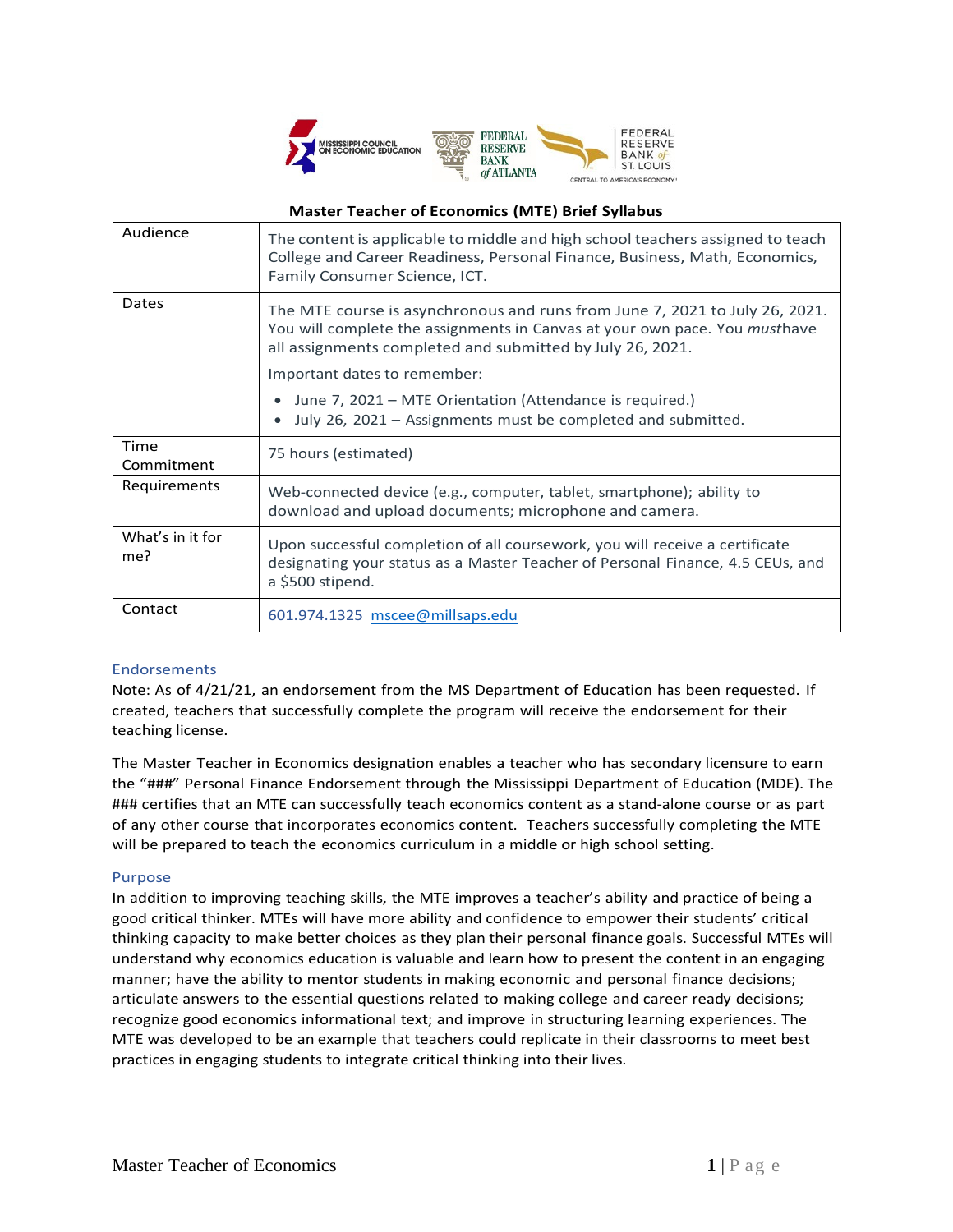**Master Teacher of Economics (MTE) Brief Syllabus**

| | |
|---|---|
| Audience | The content is applicable to middle and high school teachers assigned to teach College and Career Readiness, Personal Finance, Business, Math, Economics, Family Consumer Science, ICT. |
| Dates | The MTE course is asynchronous and runs from June 7, 2021 to July 26, 2021. You will complete the assignments in Canvas at your own pace. You *must*have all assignments completed and submitted by July 26, 2021.<br><br>Important dates to remember:<br>• June 7, 2021 – MTE Orientation (Attendance is required.)<br>• July 26, 2021 – Assignments must be completed and submitted. |
| Time Commitment | 75 hours (estimated) |
| Requirements | Web-connected device (e.g., computer, tablet, smartphone); ability to download and upload documents; microphone and camera. |
| What's in it for me? | Upon successful completion of all coursework, you will receive a certificate designating your status as a Master Teacher of Personal Finance, 4.5 CEUs, and a $500 stipend. |
| Contact | 601.974.1325 mscee@millsaps.edu |

## Endorsements

Note: As of 4/21/21, an endorsement from the MS Department of Education has been requested. If created, teachers that successfully complete the program will receive the endorsement for their teaching license.

The Master Teacher in Economics designation enables a teacher who has secondary licensure to earn the "###" Personal Finance Endorsement through the Mississippi Department of Education (MDE). The ### certifies that an MTE can successfully teach economics content as a stand-alone course or as part of any other course that incorporates economics content. Teachers successfully completing the MTE will be prepared to teach the economics curriculum in a middle or high school setting.

## Purpose

In addition to improving teaching skills, the MTE improves a teacher's ability and practice of being a good critical thinker. MTEs will have more ability and confidence to empower their students' critical thinking capacity to make better choices as they plan their personal finance goals. Successful MTEs will understand why economics education is valuable and learn how to present the content in an engaging manner; have the ability to mentor students in making economic and personal finance decisions; articulate answers to the essential questions related to making college and career ready decisions; recognize good economics informational text; and improve in structuring learning experiences. The MTE was developed to be an example that teachers could replicate in their classrooms to meet best practices in engaging students to integrate critical thinking into their lives.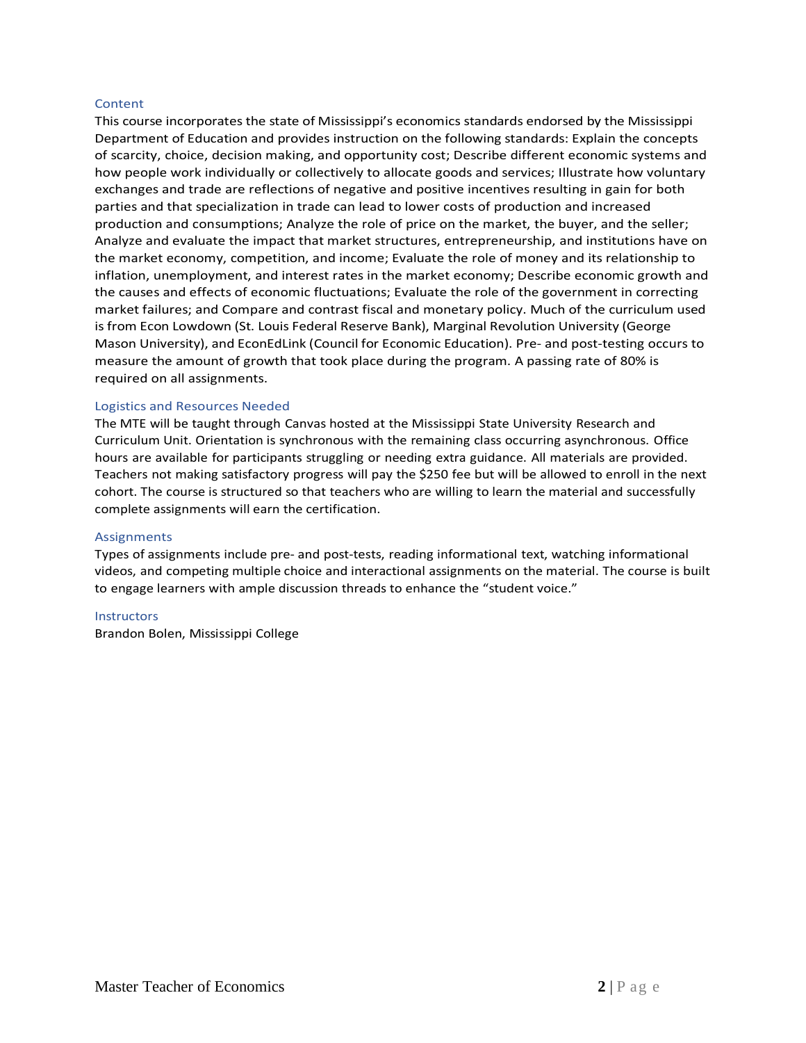## Content

This course incorporates the state of Mississippi's economics standards endorsed by the Mississippi Department of Education and provides instruction on the following standards: Explain the concepts of scarcity, choice, decision making, and opportunity cost; Describe different economic systems and how people work individually or collectively to allocate goods and services; Illustrate how voluntary exchanges and trade are reflections of negative and positive incentives resulting in gain for both parties and that specialization in trade can lead to lower costs of production and increased production and consumptions; Analyze the role of price on the market, the buyer, and the seller; Analyze and evaluate the impact that market structures, entrepreneurship, and institutions have on the market economy, competition, and income; Evaluate the role of money and its relationship to inflation, unemployment, and interest rates in the market economy; Describe economic growth and the causes and effects of economic fluctuations; Evaluate the role of the government in correcting market failures; and Compare and contrast fiscal and monetary policy. Much of the curriculum used is from Econ Lowdown (St. Louis Federal Reserve Bank), Marginal Revolution University (George Mason University), and EconEdLink (Council for Economic Education). Pre- and post-testing occurs to measure the amount of growth that took place during the program. A passing rate of 80% is required on all assignments.

## Logistics and Resources Needed

The MTE will be taught through Canvas hosted at the Mississippi State University Research and Curriculum Unit. Orientation is synchronous with the remaining class occurring asynchronous. Office hours are available for participants struggling or needing extra guidance. All materials are provided. Teachers not making satisfactory progress will pay the $250 fee but will be allowed to enroll in the next cohort. The course is structured so that teachers who are willing to learn the material and successfully complete assignments will earn the certification.

## Assignments

Types of assignments include pre- and post-tests, reading informational text, watching informational videos, and competing multiple choice and interactional assignments on the material. The course is built to engage learners with ample discussion threads to enhance the "student voice."

## Instructors

Brandon Bolen, Mississippi College